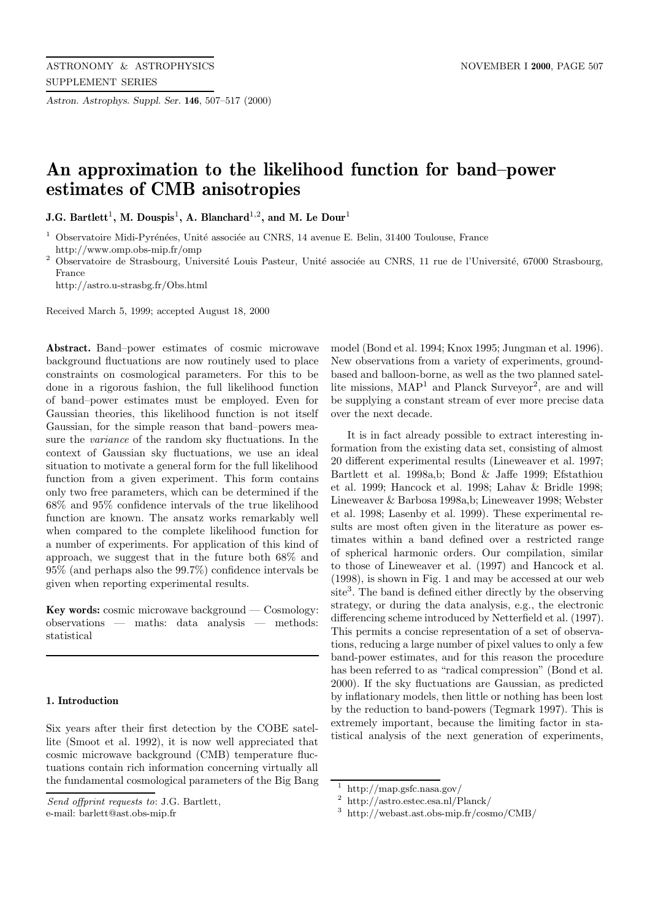# An approximation to the likelihood function for band–power estimates of CMB anisotropies

**J.G. Bartlett[1], M. Douspis[1], A. Blanchard[1,2], and M. Le Dour[1]**

[1] Observatoire Midi-Pyrénées, Unité associée au CNRS, 14 avenue E. Belin, 31400 Toulouse, France
http://www.omp.obs-mip.fr/omp

[2] Observatoire de Strasbourg, Université Louis Pasteur, Unité associée au CNRS, 11 rue de l'Université, 67000 Strasbourg, France
http://astro.u-strasbg.fr/Obs.html

Received March 5, 1999; accepted August 18, 2000

**Abstract.** Band–power estimates of cosmic microwave background fluctuations are now routinely used to place constraints on cosmological parameters. For this to be done in a rigorous fashion, the full likelihood function of band–power estimates must be employed. Even for Gaussian theories, this likelihood function is not itself Gaussian, for the simple reason that band–powers measure the *variance* of the random sky fluctuations. In the context of Gaussian sky fluctuations, we use an ideal situation to motivate a general form for the full likelihood function from a given experiment. This form contains only two free parameters, which can be determined if the 68% and 95% confidence intervals of the true likelihood function are known. The ansatz works remarkably well when compared to the complete likelihood function for a number of experiments. For application of this kind of approach, we suggest that in the future both 68% and 95% (and perhaps also the 99.7%) confidence intervals be given when reporting experimental results.

**Key words:** cosmic microwave background — Cosmology: observations — maths: data analysis — methods: statistical

## 1. Introduction

Six years after their first detection by the COBE satellite (Smoot et al. 1992), it is now well appreciated that cosmic microwave background (CMB) temperature fluctuations contain rich information concerning virtually all the fundamental cosmological parameters of the Big Bang model (Bond et al. 1994; Knox 1995; Jungman et al. 1996). New observations from a variety of experiments, ground-based and balloon-borne, as well as the two planned satellite missions, MAP[1] and Planck Surveyor[2], are and will be supplying a constant stream of ever more precise data over the next decade.

It is in fact already possible to extract interesting information from the existing data set, consisting of almost 20 different experimental results (Lineweaver et al. 1997; Bartlett et al. 1998a,b; Bond & Jaffe 1999; Efstathiou et al. 1999; Hancock et al. 1998; Lahav & Bridle 1998; Lineweaver & Barbosa 1998a,b; Lineweaver 1998; Webster et al. 1998; Lasenby et al. 1999). These experimental results are most often given in the literature as power estimates within a band defined over a restricted range of spherical harmonic orders. Our compilation, similar to those of Lineweaver et al. (1997) and Hancock et al. (1998), is shown in Fig. 1 and may be accessed at our web site[3]. The band is defined either directly by the observing strategy, or during the data analysis, e.g., the electronic differencing scheme introduced by Netterfield et al. (1997). This permits a concise representation of a set of observations, reducing a large number of pixel values to only a few band-power estimates, and for this reason the procedure has been referred to as "radical compression" (Bond et al. 2000). If the sky fluctuations are Gaussian, as predicted by inflationary models, then little or nothing has been lost by the reduction to band-powers (Tegmark 1997). This is extremely important, because the limiting factor in statistical analysis of the next generation of experiments,

*Send offprint requests to*: J.G. Bartlett,
e-mail: barlett@ast.obs-mip.fr

[1] http://map.gsfc.nasa.gov/

[2] http://astro.estec.esa.nl/Planck/

[3] http://webast.ast.obs-mip.fr/cosmo/CMB/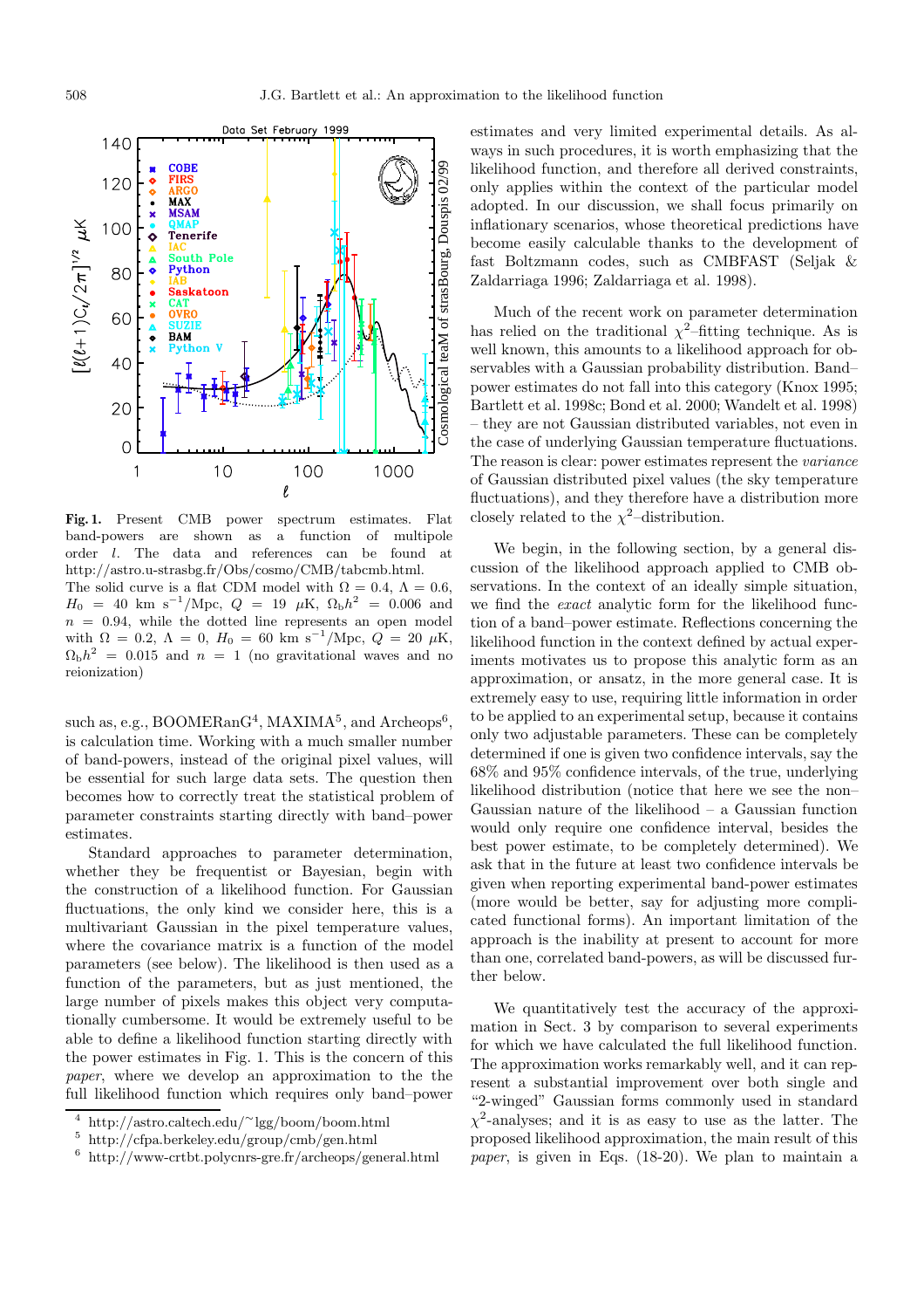**Fig. 1.** Present CMB power spectrum estimates. Flat band-powers are shown as a function of multipole order $l$. The data and references can be found at http://astro.u-strasbg.fr/Obs/cosmo/CMB/tabcmb.html. The solid curve is a flat CDM model with $\Omega = 0.4$, $\Lambda = 0.6$, $H_0 = 40$ km s$^{-1}$/Mpc, $Q = 19$ $\mu$K, $\Omega_b h^2 = 0.006$ and $n = 0.94$, while the dotted line represents an open model with $\Omega = 0.2$, $\Lambda = 0$, $H_0 = 60$ km s$^{-1}$/Mpc, $Q = 20$ $\mu$K, $\Omega_b h^2 = 0.015$ and $n = 1$ (no gravitational waves and no reionization)

such as, e.g., BOOMERanG[4], MAXIMA[5], and Archeops[6], is calculation time. Working with a much smaller number of band-powers, instead of the original pixel values, will be essential for such large data sets. The question then becomes how to correctly treat the statistical problem of parameter constraints starting directly with band–power estimates.

Standard approaches to parameter determination, whether they be frequentist or Bayesian, begin with the construction of a likelihood function. For Gaussian fluctuations, the only kind we consider here, this is a multivariant Gaussian in the pixel temperature values, where the covariance matrix is a function of the model parameters (see below). The likelihood is then used as a function of the parameters, but as just mentioned, the large number of pixels makes this object very computationally cumbersome. It would be extremely useful to be able to define a likelihood function starting directly with the power estimates in Fig. 1. This is the concern of this *paper*, where we develop an approximation to the the full likelihood function which requires only band–power estimates and very limited experimental details. As always in such procedures, it is worth emphasizing that the likelihood function, and therefore all derived constraints, only applies within the context of the particular model adopted. In our discussion, we shall focus primarily on inflationary scenarios, whose theoretical predictions have become easily calculable thanks to the development of fast Boltzmann codes, such as CMBFAST (Seljak & Zaldarriaga 1996; Zaldarriaga et al. 1998).

Much of the recent work on parameter determination has relied on the traditional $\chi^2$–fitting technique. As is well known, this amounts to a likelihood approach for observables with a Gaussian probability distribution. Band–power estimates do not fall into this category (Knox 1995; Bartlett et al. 1998c; Bond et al. 2000; Wandelt et al. 1998) – they are not Gaussian distributed variables, not even in the case of underlying Gaussian temperature fluctuations. The reason is clear: power estimates represent the *variance* of Gaussian distributed pixel values (the sky temperature fluctuations), and they therefore have a distribution more closely related to the $\chi^2$–distribution.

We begin, in the following section, by a general discussion of the likelihood approach applied to CMB observations. In the context of an ideally simple situation, we find the *exact* analytic form for the likelihood function of a band–power estimate. Reflections concerning the likelihood function in the context defined by actual experiments motivates us to propose this analytic form as an approximation, or ansatz, in the more general case. It is extremely easy to use, requiring little information in order to be applied to an experimental setup, because it contains only two adjustable parameters. These can be completely determined if one is given two confidence intervals, say the 68% and 95% confidence intervals, of the true, underlying likelihood distribution (notice that here we see the non–Gaussian nature of the likelihood – a Gaussian function would only require one confidence interval, besides the best power estimate, to be completely determined). We ask that in the future at least two confidence intervals be given even when reporting experimental band-power estimates (more would be better, say for adjusting more complicated functional forms). An important limitation of the approach is the inability at present to account for more than one, correlated band-powers, as will be discussed further below.

We quantitatively test the accuracy of the approximation in Sect. 3 by comparison to several experiments for which we have calculated the full likelihood function. The approximation works remarkably well, and it can represent a substantial improvement over both single and "2-winged" Gaussian forms commonly used in standard $\chi^2$-analyses; and it is as easy to use as the latter. The proposed likelihood approximation, the main result of this *paper*, is given in Eqs. (18-20). We plan to maintain a

[4] http://astro.caltech.edu/~lgg/boom/boom.html

[5] http://cfpa.berkeley.edu/group/cmb/gen.html

[6] http://www-crtbt.polycnrs-gre.fr/archeops/general.html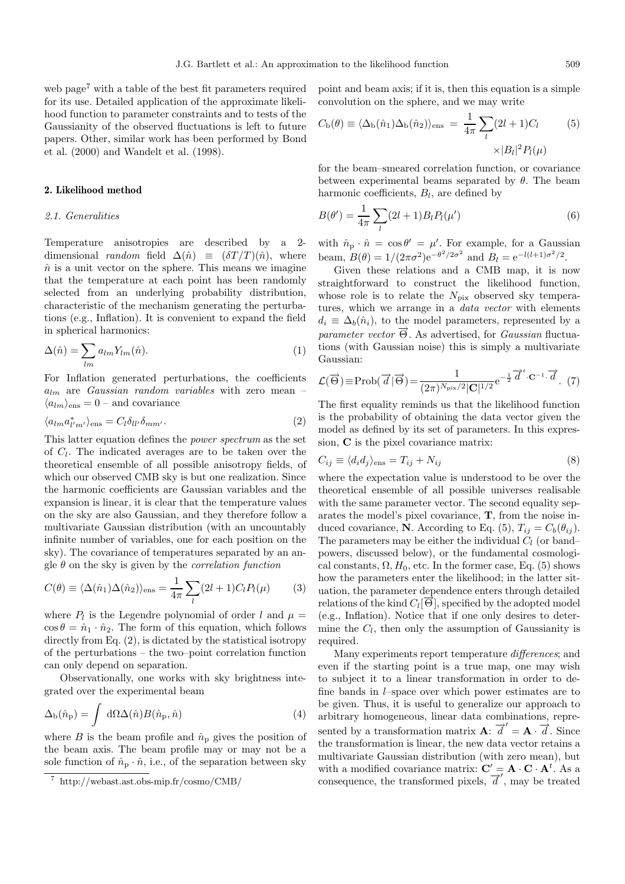web page[7] with a table of the best fit parameters required for its use. Detailed application of the approximate likelihood function to parameter constraints and to tests of the Gaussianity of the observed fluctuations is left to future papers. Other, similar work has been performed by Bond et al. (2000) and Wandelt et al. (1998).

## 2. Likelihood method

### 2.1. Generalities

Temperature anisotropies are described by a 2-dimensional *random* field $\Delta(\hat{n}) \equiv (\delta T/T)(\hat{n})$, where $\hat{n}$ is a unit vector on the sphere. This means we imagine that the temperature at each point has been randomly selected from an underlying probability distribution, characteristic of the mechanism generating the perturbations (e.g., Inflation). It is convenient to expand the field in spherical harmonics:

$$\Delta(\hat{n}) = \sum_{lm} a_{lm} Y_{lm}(\hat{n}). \tag{1}$$

For Inflation generated perturbations, the coefficients $a_{lm}$ are *Gaussian random variables* with zero mean – $\langle a_{lm} \rangle_{\rm ens} = 0$ – and covariance

$$\langle a_{lm} a^*_{l'm'} \rangle_{\rm ens} = C_l \delta_{ll'} \delta_{mm'}. \tag{2}$$

This latter equation defines the *power spectrum* as the set of $C_l$. The indicated averages are to be taken over the theoretical ensemble of all possible anisotropy fields, of which our observed CMB sky is but one realization. Since the harmonic coefficients are Gaussian variables and the expansion is linear, it is clear that the temperature values on the sky are also Gaussian, and they therefore follow a multivariate Gaussian distribution (with an uncountably infinite number of variables, one for each position on the sky). The covariance of temperatures separated by an angle $\theta$ on the sky is given by the *correlation function*

$$C(\theta) \equiv \langle \Delta(\hat{n}_1) \Delta(\hat{n}_2) \rangle_{\rm ens} = \frac{1}{4\pi} \sum_l (2l+1) C_l P_l(\mu) \tag{3}$$

where $P_l$ is the Legendre polynomial of order $l$ and $\mu = \cos\theta = \hat{n}_1 \cdot \hat{n}_2$. The form of this equation, which follows directly from Eq. (2), is dictated by the statistical isotropy of the perturbations – the two–point correlation function can only depend on separation.

Observationally, one works with sky brightness integrated over the experimental beam

$$\Delta_{\rm b}(\hat{n}_{\rm p}) = \int {\rm d}\Omega \Delta(\hat{n}) B(\hat{n}_{\rm p}, \hat{n}) \tag{4}$$

where $B$ is the beam profile and $\hat{n}_{\rm p}$ gives the position of the beam axis. The beam profile may or may not be a sole function of $\hat{n}_{\rm p} \cdot \hat{n}$, i.e., of the separation between sky point and beam axis; if it is, then this equation is a simple convolution on the sphere, and we may write

$$C_{\rm b}(\theta) \equiv \langle \Delta_{\rm b}(\hat{n}_1) \Delta_{\rm b}(\hat{n}_2) \rangle_{\rm ens} = \frac{1}{4\pi} \sum_l (2l+1) C_l \times |B_l|^2 P_l(\mu) \tag{5}$$

for the beam–smeared correlation function, or covariance between experimental beams separated by $\theta$. The beam harmonic coefficients, $B_l$, are defined by

$$B(\theta') = \frac{1}{4\pi} \sum_l (2l+1) B_l P_l(\mu') \tag{6}$$

with $\hat{n}_{\rm p} \cdot \hat{n} = \cos\theta' = \mu'$. For example, for a Gaussian beam, $B(\theta) = 1/(2\pi\sigma^2) {\rm e}^{-\theta^2/2\sigma^2}$ and $B_l = {\rm e}^{-l(l+1)\sigma^2/2}$.

Given these relations and a CMB map, it is now straightforward to construct the likelihood function, whose role is to relate the $N_{\rm pix}$ observed sky temperatures, which we arrange in a *data vector* with elements $d_i \equiv \Delta_{\rm b}(\hat{n}_i)$, to the model parameters, represented by a *parameter vector* $\vec{\Theta}$. As advertised, for *Gaussian* fluctuations (with Gaussian noise) this is simply a multivariate Gaussian:

$$\mathcal{L}(\vec{\Theta}) \equiv {\rm Prob}(\vec{d}\,|\vec{\Theta}) = \frac{1}{(2\pi)^{N_{\rm pix}/2} |\mathbf{C}|^{1/2}} {\rm e}^{-\frac{1}{2} \vec{d}^{\,t} \cdot \mathbf{C}^{-1} \cdot \vec{d}}. \tag{7}$$

The first equality reminds us that the likelihood function is the probability of obtaining the data vector given the model as defined by its set of parameters. In this expression, $\mathbf{C}$ is the pixel covariance matrix:

$$C_{ij} \equiv \langle d_i d_j \rangle_{\rm ens} = T_{ij} + N_{ij} \tag{8}$$

where the expectation value is understood to be over the theoretical ensemble of all possible universes realisable with the same parameter vector. The second equality separates the model's pixel covariance, $\mathbf{T}$, from the noise induced covariance, $\mathbf{N}$. According to Eq. (5), $T_{ij} = C_b(\theta_{ij})$. The parameters may be either the individual $C_l$ (or band–powers, discussed below), or the fundamental cosmological constants, $\Omega$, $H_0$, etc. In the former case, Eq. (5) shows how the parameters enter the likelihood; in the latter situation, the parameter dependence enters through detailed relations of the kind $C_l[\vec{\Theta}]$, specified by the adopted model (e.g., Inflation). Notice that if one only desires to determine the $C_l$, then only the assumption of Gaussianity is required.

Many experiments report temperature *differences*; and even if the starting point is a true map, one may wish to subject it to a linear transformation in order to define bands in $l$–space over which power estimates are to be given. Thus, it is useful to generalize our approach to arbitrary homogeneous, linear data combinations, represented by a transformation matrix $\mathbf{A}$: $\vec{d}^{\,\prime} = \mathbf{A} \cdot \vec{d}$. Since the transformation is linear, the new data vector retains a multivariate Gaussian distribution (with zero mean), but with a modified covariance matrix: $\mathbf{C}' = \mathbf{A} \cdot \mathbf{C} \cdot \mathbf{A}^t$. As a consequence, the transformed pixels, $\vec{d}^{\,\prime}$, may be treated

[7] http://webast.ast.obs-mip.fr/cosmo/CMB/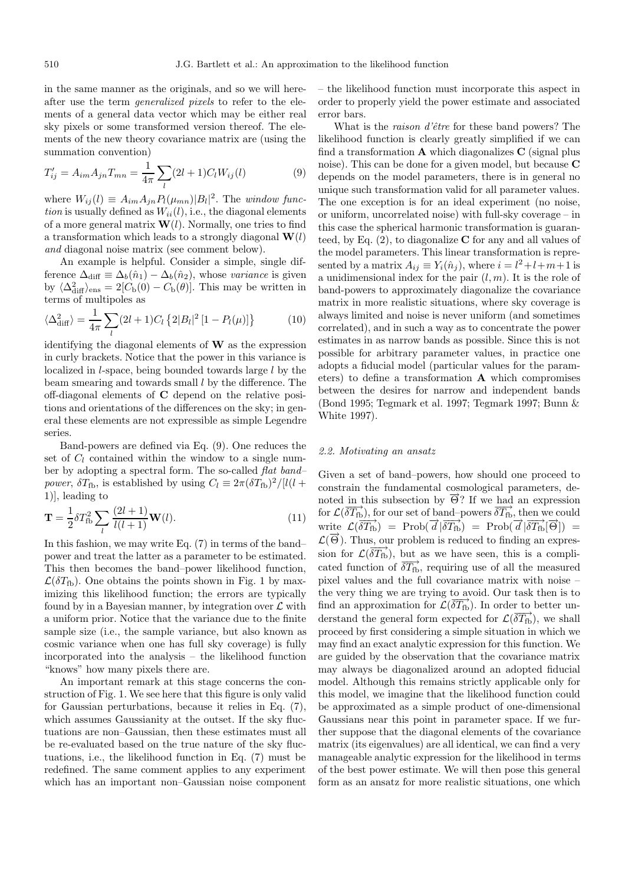in the same manner as the originals, and so we will hereafter use the term *generalized pixels* to refer to the elements of a general data vector which may be either real sky pixels or some transformed version thereof. The elements of the new theory covariance matrix are (using the summation convention)

$$T'_{ij} = A_{im}A_{jn}T_{mn} = \frac{1}{4\pi}\sum_l (2l+1)C_l W_{ij}(l) \tag{9}$$

where $W_{ij}(l) \equiv A_{im}A_{jn}P_l(\mu_{mn})|B_l|^2$. The *window function* is usually defined as $W_{ii}(l)$, i.e., the diagonal elements of a more general matrix $\mathbf{W}(l)$. Normally, one tries to find a transformation which leads to a strongly diagonal $\mathbf{W}(l)$ *and* diagonal noise matrix (see comment below).

An example is helpful. Consider a simple, single difference $\Delta_{\rm diff} \equiv \Delta_b(\hat{n}_1) - \Delta_b(\hat{n}_2)$, whose *variance* is given by $\langle \Delta^2_{\rm diff}\rangle_{\rm ens} = 2[C_{\rm b}(0) - C_{\rm b}(\theta)]$. This may be written in terms of multipoles as

$$\langle \Delta^2_{\rm diff}\rangle = \frac{1}{4\pi}\sum_l (2l+1)C_l\left\{2|B_l|^2\left[1-P_l(\mu)\right]\right\} \tag{10}$$

identifying the diagonal elements of $\mathbf{W}$ as the expression in curly brackets. Notice that the power in this variance is localized in $l$-space, being bounded towards large $l$ by the beam smearing and towards small $l$ by the difference. The off-diagonal elements of $\mathbf{C}$ depend on the relative positions and orientations of the differences on the sky; in general these elements are not expressible as simple Legendre series.

Band-powers are defined via Eq. (9). One reduces the set of $C_l$ contained within the window to a single number by adopting a spectral form. The so-called *flat band–power*, $\delta T_{\rm fb}$, is established by using $C_l \equiv 2\pi(\delta T_{\rm fb})^2/[l(l+1)]$, leading to

$$\mathbf{T} = \frac{1}{2}\delta T^2_{\rm fb}\sum_l \frac{(2l+1)}{l(l+1)}\mathbf{W}(l). \tag{11}$$

In this fashion, we may write Eq. (7) in terms of the band–power and treat the latter as a parameter to be estimated. This then becomes the band–power likelihood function, $\mathcal{L}(\delta T_{\rm fb})$. One obtains the points shown in Fig. 1 by maximizing this likelihood function; the errors are typically found by in a Bayesian manner, by integration over $\mathcal{L}$ with a uniform prior. Notice that the variance due to the finite sample size (i.e., the sample variance, but also known as cosmic variance when one has full sky coverage) is fully incorporated into the analysis – the likelihood function "knows" how many pixels there are.

An important remark at this stage concerns the construction of Fig. 1. We see here that this figure is only valid for Gaussian perturbations, because it relies in Eq. (7), which assumes Gaussianity at the outset. If the sky fluctuations are non–Gaussian, then these estimates must all be re-evaluated based on the true nature of the sky fluctuations, i.e., the likelihood function in Eq. (7) must be redefined. The same comment applies to any experiment which has an important non–Gaussian noise component – the likelihood function must incorporate this aspect in order to properly yield the power estimate and associated error bars.

What is the *raison d'être* for these band powers? The likelihood function is clearly greatly simplified if we can find a transformation $\mathbf{A}$ which diagonalizes $\mathbf{C}$ (signal plus noise). This can be done for a given model, but because $\mathbf{C}$ depends on the model parameters, there is in general no unique such transformation valid for all parameter values. The one exception is for an ideal experiment (no noise, or uniform, uncorrelated noise) with full-sky coverage – in this case the spherical harmonic transformation is guaranteed, by Eq. (2), to diagonalize $\mathbf{C}$ for any and all values of the model parameters. This linear transformation is represented by a matrix $A_{ij} \equiv Y_i(\hat{n}_j)$, where $i = l^2+l+m+1$ is a unidimensional index for the pair $(l,m)$. It is the role of band-powers to approximately diagonalize the covariance matrix in more realistic situations, where sky coverage is always limited and noise is never uniform (and sometimes correlated), and in such a way as to concentrate the power estimates in as narrow bands as possible. Since this is not possible for arbitrary parameter values, in practice one adopts a fiducial model (particular values for the parameters) to define a transformation $\mathbf{A}$ which compromises between the desires for narrow and independent bands (Bond 1995; Tegmark et al. 1997; Tegmark 1997; Bunn & White 1997).

### *2.2. Motivating an ansatz*

Given a set of band–powers, how should one proceed to constrain the fundamental cosmological parameters, denoted in this subsection by $\overrightarrow{\Theta}$? If we had an expression for $\mathcal{L}(\overrightarrow{\delta T_{\rm fb}})$, for our set of band–powers $\overrightarrow{\delta T_{\rm fb}}$, then we could write $\mathcal{L}(\overrightarrow{\delta T_{\rm fb}}) = {\rm Prob}(\overrightarrow{d}|\overrightarrow{\delta T_{\rm fb}}) = {\rm Prob}(\overrightarrow{d}|\overrightarrow{\delta T_{\rm fb}}[\overrightarrow{\Theta}]) = \mathcal{L}(\overrightarrow{\Theta})$. Thus, our problem is reduced to finding an expression for $\mathcal{L}(\overrightarrow{\delta T_{\rm fb}})$, but as we have seen, this is a complicated function of $\overrightarrow{\delta T_{\rm fb}}$, requiring use of all the measured pixel values and the full covariance matrix with noise – the very thing we are trying to avoid. Our task then is to find an approximation for $\mathcal{L}(\overrightarrow{\delta T_{\rm fb}})$. In order to better understand the general form expected for $\mathcal{L}(\overrightarrow{\delta T_{\rm fb}})$, we shall proceed by first considering a simple situation in which we may find an exact analytic expression for this function. We are guided by the observation that the covariance matrix may always be diagonalized around an adopted fiducial model. Although this remains strictly applicable only for this model, we imagine that the likelihood function could be approximated as a simple product of one-dimensional Gaussians near this point in parameter space. If we further suppose that the diagonal elements of the covariance matrix (its eigenvalues) are all identical, we can find a very manageable analytic expression for the likelihood in terms of the best power estimate. We will then pose this general form as an ansatz for more realistic situations, one which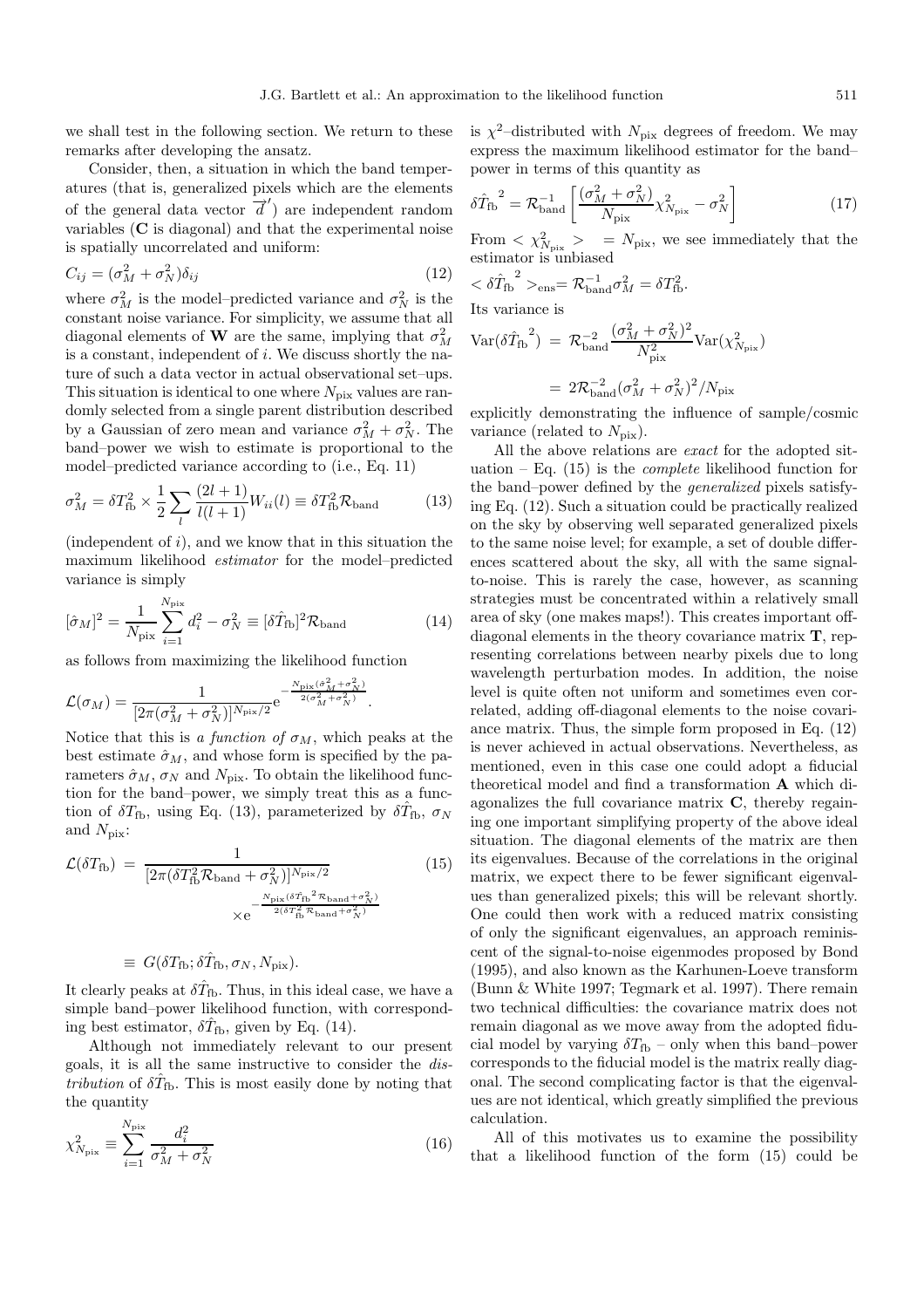we shall test in the following section. We return to these remarks after developing the ansatz.

Consider, then, a situation in which the band temperatures (that is, generalized pixels which are the elements of the general data vector $\overrightarrow{d}'$) are independent random variables ($\mathbf{C}$ is diagonal) and that the experimental noise is spatially uncorrelated and uniform:

$$C_{ij} = (\sigma_M^2 + \sigma_N^2)\delta_{ij} \tag{12}$$

where $\sigma_M^2$ is the model–predicted variance and $\sigma_N^2$ is the constant noise variance. For simplicity, we assume that all diagonal elements of $\mathbf{W}$ are the same, implying that $\sigma_M^2$ is a constant, independent of $i$. We discuss shortly the nature of such a data vector in actual observational set–ups. This situation is identical to one where $N_{\rm pix}$ values are randomly selected from a single parent distribution described by a Gaussian of zero mean and variance $\sigma_M^2 + \sigma_N^2$. The band–power we wish to estimate is proportional to the model–predicted variance according to (i.e., Eq. 11)

$$\sigma_M^2 = \delta T_{\rm fb}^2 \times \frac{1}{2}\sum_l \frac{(2l+1)}{l(l+1)} W_{ii}(l) \equiv \delta T_{\rm fb}^2 \mathcal{R}_{\rm band} \tag{13}$$

(independent of $i$), and we know that in this situation the maximum likelihood *estimator* for the model–predicted variance is simply

$$[\hat{\sigma}_M]^2 = \frac{1}{N_{\rm pix}} \sum_{i=1}^{N_{\rm pix}} d_i^2 - \sigma_N^2 \equiv [\delta \hat{T}_{\rm fb}]^2 \mathcal{R}_{\rm band} \tag{14}$$

as follows from maximizing the likelihood function

$$\mathcal{L}(\sigma_M) = \frac{1}{[2\pi(\sigma_M^2 + \sigma_N^2)]^{N_{\rm pix}/2}} \mathrm{e}^{-\frac{N_{\rm pix}(\hat{\sigma}_M^2 + \sigma_N^2)}{2(\sigma_M^2 + \sigma_N^2)}}.$$

Notice that this is *a function of* $\sigma_M$, which peaks at the best estimate $\hat{\sigma}_M$, and whose form is specified by the parameters $\hat{\sigma}_M$, $\sigma_N$ and $N_{\rm pix}$. To obtain the likelihood function for the band–power, we simply treat this as a function of $\delta T_{\rm fb}$, using Eq. (13), parameterized by $\delta\hat{T}_{\rm fb}$, $\sigma_N$ and $N_{\rm pix}$:

$$\mathcal{L}(\delta T_{\rm fb}) = \frac{1}{[2\pi(\delta T_{\rm fb}^2 \mathcal{R}_{\rm band} + \sigma_N^2)]^{N_{\rm pix}/2}} \times \mathrm{e}^{-\frac{N_{\rm pix}(\delta\hat{T}_{\rm fb}{}^2 \mathcal{R}_{\rm band} + \sigma_N^2)}{2(\delta T_{\rm fb}^2 \mathcal{R}_{\rm band} + \sigma_N^2)}} \tag{15}$$

$$\equiv G(\delta T_{\rm fb}; \delta\hat{T}_{\rm fb}, \sigma_N, N_{\rm pix}).$$

It clearly peaks at $\delta\hat{T}_{\rm fb}$. Thus, in this ideal case, we have a simple band–power likelihood function, with corresponding best estimator, $\delta\hat{T}_{\rm fb}$, given by Eq. (14).

Although not immediately relevant to our present goals, it is all the same instructive to consider the *distribution* of $\delta\hat{T}_{\rm fb}$. This is most easily done by noting that the quantity

$$\chi^2_{N_{\rm pix}} \equiv \sum_{i=1}^{N_{\rm pix}} \frac{d_i^2}{\sigma_M^2 + \sigma_N^2} \tag{16}$$

is $\chi^2$–distributed with $N_{\rm pix}$ degrees of freedom. We may express the maximum likelihood estimator for the band–power in terms of this quantity as

$$\delta\hat{T}_{\rm fb}{}^2 = \mathcal{R}_{\rm band}^{-1}\left[\frac{(\sigma_M^2 + \sigma_N^2)}{N_{\rm pix}}\chi^2_{N_{\rm pix}} - \sigma_N^2\right] \tag{17}$$

From $<\chi^2_{N_{\rm pix}}> \; = N_{\rm pix}$, we see immediately that the estimator is unbiased

$$<\delta\hat{T}_{\rm fb}{}^2>_{\rm ens} = \mathcal{R}_{\rm band}^{-1}\sigma_M^2 = \delta T_{\rm fb}^2.$$

Its variance is

$$\mathrm{Var}(\delta\hat{T}_{\rm fb}{}^2) = \mathcal{R}_{\rm band}^{-2}\frac{(\sigma_M^2 + \sigma_N^2)^2}{N_{\rm pix}^2}\mathrm{Var}(\chi^2_{N_{\rm pix}})$$

$$= 2\mathcal{R}_{\rm band}^{-2}(\sigma_M^2 + \sigma_N^2)^2/N_{\rm pix}$$

explicitly demonstrating the influence of sample/cosmic variance (related to $N_{\rm pix}$).

All the above relations are *exact* for the adopted situation – Eq. (15) is the *complete* likelihood function for the band–power defined by the *generalized* pixels satisfying Eq. (12). Such a situation could be practically realized on the sky by observing well separated generalized pixels to the same noise level; for example, a set of double differences scattered about the sky, all with the same signal-to-noise. This is rarely the case, however, as scanning strategies must be concentrated within a relatively small area of sky (one makes maps!). This creates important off-diagonal elements in the theory covariance matrix $\mathbf{T}$, representing correlations between nearby pixels due to long wavelength perturbation modes. In addition, the noise level is quite often not uniform and sometimes even correlated, adding off-diagonal elements to the noise covariance matrix. Thus, the simple form proposed in Eq. (12) is never achieved in actual observations. Nevertheless, as mentioned, even in this case one could adopt a fiducial theoretical model and find a transformation $\mathbf{A}$ which diagonalizes the full covariance matrix $\mathbf{C}$, thereby regaining one important simplifying property of the above ideal situation. The diagonal elements of the matrix are then its eigenvalues. Because of the correlations in the original matrix, we expect there to be fewer significant eigenvalues than generalized pixels; this will be relevant shortly. One could then work with a reduced matrix consisting of only the significant eigenvalues, an approach reminiscent of the signal-to-noise eigenmodes proposed by Bond (1995), and also known as the Karhunen-Loeve transform (Bunn & White 1997; Tegmark et al. 1997). There remain two technical difficulties: the covariance matrix does not remain diagonal as we move away from the adopted fiducial model by varying $\delta T_{\rm fb}$ – only when this band–power corresponds to the fiducial model is the matrix really diagonal. The second complicating factor is that the eigenvalues are not identical, which greatly simplified the previous calculation.

All of this motivates us to examine the possibility that a likelihood function of the form (15) could be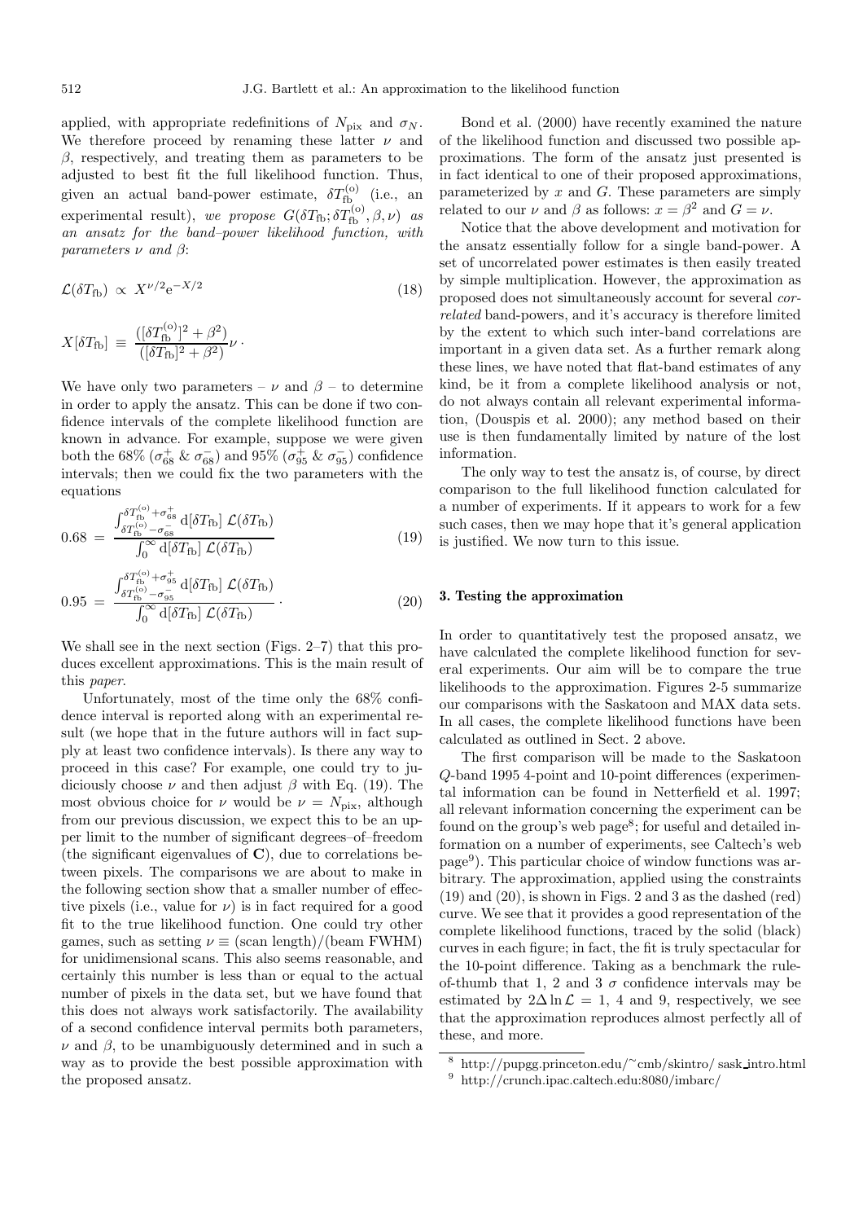applied, with appropriate redefinitions of $N_{\rm pix}$ and $\sigma_N$. We therefore proceed by renaming these latter $\nu$ and $\beta$, respectively, and treating them as parameters to be adjusted to best fit the full likelihood function. Thus, given an actual band-power estimate, $\delta T_{\rm fb}^{(o)}$ (i.e., an experimental result), *we propose* $G(\delta T_{\rm fb}; \delta T_{\rm fb}^{(o)}, \beta, \nu)$ *as an ansatz for the band–power likelihood function, with parameters* $\nu$ *and* $\beta$:

$$\mathcal{L}(\delta T_{\rm fb}) \propto X^{\nu/2} {\rm e}^{-X/2} \tag{18}$$

$$X[\delta T_{\rm fb}] \equiv \frac{([\delta T_{\rm fb}^{(o)}]^2 + \beta^2)}{([\delta T_{\rm fb}]^2 + \beta^2)} \nu \, .$$

We have only two parameters – $\nu$ and $\beta$ – to determine in order to apply the ansatz. This can be done if two confidence intervals of the complete likelihood function are known in advance. For example, suppose we were given both the 68% ($\sigma_{68}^{+}$ & $\sigma_{68}^{-}$) and 95% ($\sigma_{95}^{+}$ & $\sigma_{95}^{-}$) confidence intervals; then we could fix the two parameters with the equations

$$0.68 = \frac{\int_{\delta T_{\rm fb}^{(o)} - \sigma_{68}^{-}}^{\delta T_{\rm fb}^{(o)} + \sigma_{68}^{+}} {\rm d}[\delta T_{\rm fb}] \, \mathcal{L}(\delta T_{\rm fb})}{\int_0^\infty {\rm d}[\delta T_{\rm fb}] \, \mathcal{L}(\delta T_{\rm fb})} \tag{19}$$

$$0.95 = \frac{\int_{\delta T_{\rm fb}^{(o)} - \sigma_{95}^{-}}^{\delta T_{\rm fb}^{(o)} + \sigma_{95}^{+}} {\rm d}[\delta T_{\rm fb}] \, \mathcal{L}(\delta T_{\rm fb})}{\int_0^\infty {\rm d}[\delta T_{\rm fb}] \, \mathcal{L}(\delta T_{\rm fb})} \, . \tag{20}$$

We shall see in the next section (Figs. 2–7) that this produces excellent approximations. This is the main result of this *paper*.

Unfortunately, most of the time only the 68% confidence interval is reported along with an experimental result (we hope that in the future authors will in fact supply at least two confidence intervals). Is there any way to proceed in this case? For example, one could try to judiciously choose $\nu$ and then adjust $\beta$ with Eq. (19). The most obvious choice for $\nu$ would be $\nu = N_{\rm pix}$, although from our previous discussion, we expect this to be an upper limit to the number of significant degrees–of–freedom (the significant eigenvalues of $\mathbf{C}$), due to correlations between pixels. The comparisons we are about to make in the following section show that a smaller number of effective pixels (i.e., value for $\nu$) is in fact required for a good fit to the true likelihood function. One could try other games, such as setting $\nu \equiv$ (scan length)/(beam FWHM) for unidimensional scans. This also seems reasonable, and certainly this number is less than or equal to the actual number of pixels in the data set, but we have found that this does not always work satisfactorily. The availability of a second confidence interval permits both parameters, $\nu$ and $\beta$, to be unambiguously determined and in such a way as to provide the best possible approximation with the proposed ansatz.

Bond et al. (2000) have recently examined the nature of the likelihood function and discussed two possible approximations. The form of the ansatz just presented is in fact identical to one of their proposed approximations, parameterized by $x$ and $G$. These parameters are simply related to our $\nu$ and $\beta$ as follows: $x = \beta^2$ and $G = \nu$.

Notice that the above development and motivation for the ansatz essentially follow for a single band-power. A set of uncorrelated power estimates is then easily treated by simple multiplication. However, the approximation as proposed does not simultaneously account for several *correlated* band-powers, and it's accuracy is therefore limited by the extent to which such inter-band correlations are important in a given data set. As a further remark along these lines, we have noted that flat-band estimates of any kind, be it from a complete likelihood analysis or not, do not always contain all relevant experimental information, (Douspis et al. 2000); any method based on their use is then fundamentally limited by nature of the lost information.

The only way to test the ansatz is, of course, by direct comparison to the full likelihood function calculated for a number of experiments. If it appears to work for a few such cases, then we may hope that it's general application is justified. We now turn to this issue.

## 3. Testing the approximation

In order to quantitatively test the proposed ansatz, we have calculated the complete likelihood function for several experiments. Our aim will be to compare the true likelihoods to the approximation. Figures 2-5 summarize our comparisons with the Saskatoon and MAX data sets. In all cases, the complete likelihood functions have been calculated as outlined in Sect. 2 above.

The first comparison will be made to the Saskatoon $Q$-band 1995 4-point and 10-point differences (experimental information can be found in Netterfield et al. 1997; all relevant information concerning the experiment can be found on the group's web page[8]; for useful and detailed information on a number of experiments, see Caltech's web page[9]). This particular choice of window functions was arbitrary. The approximation, applied using the constraints (19) and (20), is shown in Figs. 2 and 3 as the dashed (red) curve. We see that it provides a good representation of the complete likelihood functions, traced by the solid (black) curves in each figure; in fact, the fit is truly spectacular for the 10-point difference. Taking as a benchmark the rule-of-thumb that 1, 2 and 3 $\sigma$ confidence intervals may be estimated by $2\Delta \ln \mathcal{L} = 1$, 4 and 9, respectively, we see that the approximation reproduces almost perfectly all of these, and more.

[8] http://pupgg.princeton.edu/~cmb/skintro/ sask_intro.html

[9] http://crunch.ipac.caltech.edu:8080/imbarc/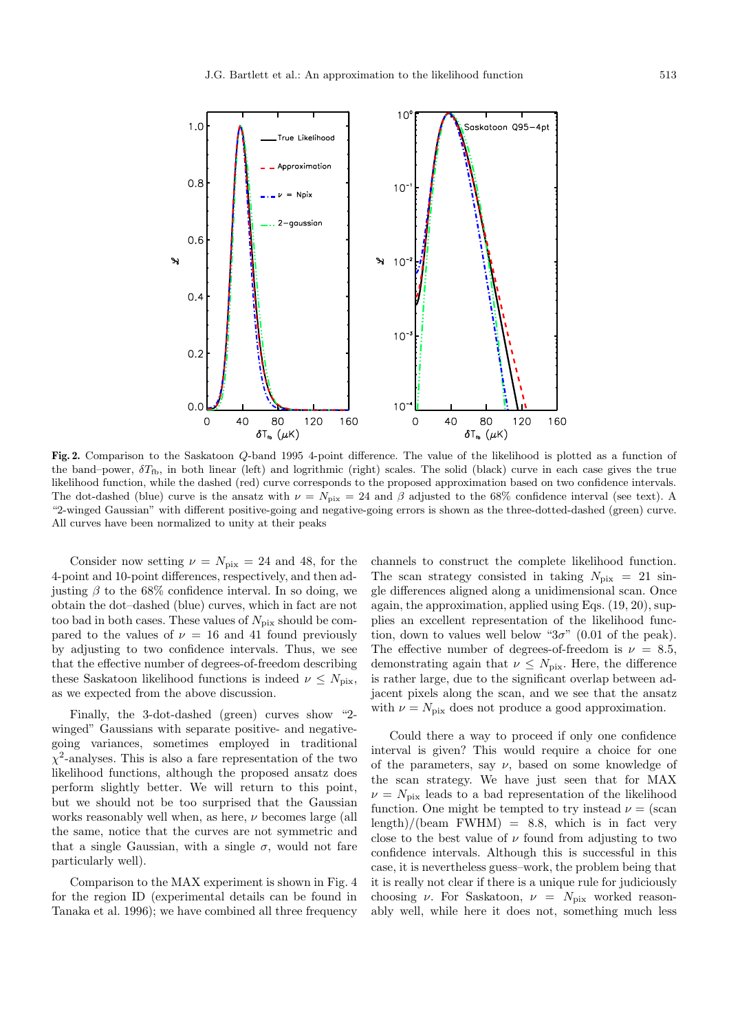**Fig. 2.** Comparison to the Saskatoon $Q$-band 1995 4-point difference. The value of the likelihood is plotted as a function of the band–power, $\delta T_{\rm fb}$, in both linear (left) and logrithmic (right) scales. The solid (black) curve in each case gives the true likelihood function, while the dashed (red) curve corresponds to the proposed approximation based on two confidence intervals. The dot-dashed (blue) curve is the ansatz with $\nu = N_{\rm pix} = 24$ and $\beta$ adjusted to the 68% confidence interval (see text). A "2-winged Gaussian" with different positive-going and negative-going errors is shown as the three-dotted-dashed (green) curve. All curves have been normalized to unity at their peaks

Consider now setting $\nu = N_{\rm pix} = 24$ and 48, for the 4-point and 10-point differences, respectively, and then adjusting $\beta$ to the 68% confidence interval. In so doing, we obtain the dot–dashed (blue) curves, which in fact are not too bad in both cases. These values of $N_{\rm pix}$ should be compared to the values of $\nu = 16$ and 41 found previously by adjusting to two confidence intervals. Thus, we see that the effective number of degrees-of-freedom describing these Saskatoon likelihood functions is indeed $\nu \leq N_{\rm pix}$, as we expected from the above discussion.

Finally, the 3-dot-dashed (green) curves show "2-winged" Gaussians with separate positive- and negative-going variances, sometimes employed in traditional $\chi^2$-analyses. This is also a fare representation of the two likelihood functions, although the proposed ansatz does perform slightly better. We will return to this point, but we should not be too surprised that the Gaussian works reasonably well when, as here, $\nu$ becomes large (all the same, notice that the curves are not symmetric and that a single Gaussian, with a single $\sigma$, would not fare particularly well).

Comparison to the MAX experiment is shown in Fig. 4 for the region ID (experimental details can be found in Tanaka et al. 1996); we have combined all three frequency channels to construct the complete likelihood function. The scan strategy consisted in taking $N_{\rm pix} = 21$ single differences aligned along a unidimensional scan. Once again, the approximation, applied using Eqs. (19, 20), supplies an excellent representation of the likelihood function, down to values well below "$3\sigma$" (0.01 of the peak). The effective number of degrees-of-freedom is $\nu = 8.5$, demonstrating again that $\nu \leq N_{\rm pix}$. Here, the difference is rather large, due to the significant overlap between adjacent pixels along the scan, and we see that the ansatz with $\nu = N_{\rm pix}$ does not produce a good approximation.

Could there a way to proceed if only one confidence interval is given? This would require a choice for one of the parameters, say $\nu$, based on some knowledge of the scan strategy. We have just seen that for MAX $\nu = N_{\rm pix}$ leads to a bad representation of the likelihood function. One might be tempted to try instead $\nu =$ (scan length)/(beam FWHM) $= 8.8$, which is in fact very close to the best value of $\nu$ found from adjusting to two confidence intervals. Although this is successful in this case, it is nevertheless guess–work, the problem being that it is really not clear if there is a unique rule for judiciously choosing $\nu$. For Saskatoon, $\nu = N_{\rm pix}$ worked reasonably well, while here it does not, something much less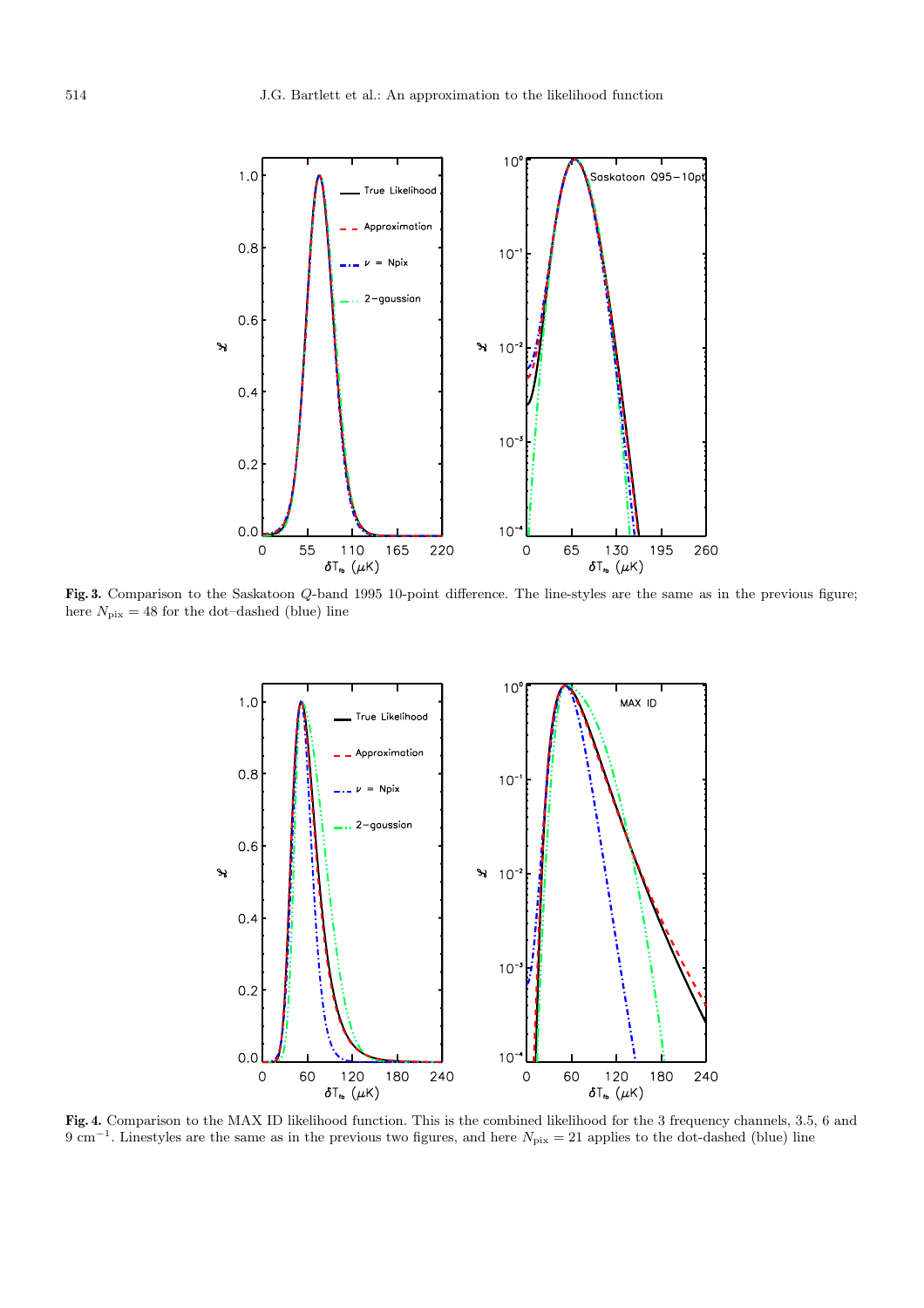**Fig. 3.** Comparison to the Saskatoon *Q*-band 1995 10-point difference. The line-styles are the same as in the previous figure; here $N_{\rm pix} = 48$ for the dot–dashed (blue) line

**Fig. 4.** Comparison to the MAX ID likelihood function. This is the combined likelihood for the 3 frequency channels, 3.5, 6 and 9 cm$^{-1}$. Linestyles are the same as in the previous two figures, and here $N_{\rm pix} = 21$ applies to the dot-dashed (blue) line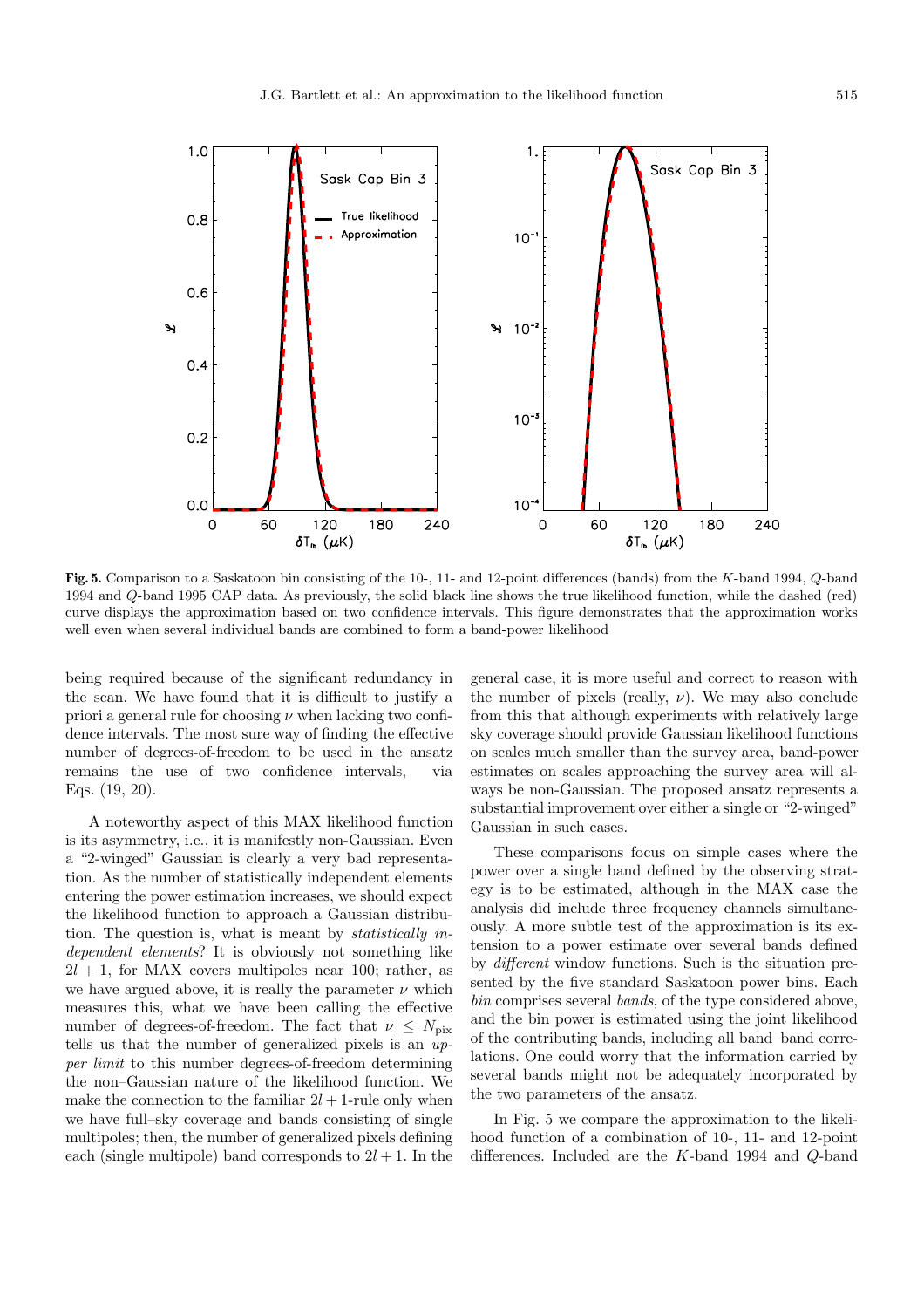**Fig. 5.** Comparison to a Saskatoon bin consisting of the 10-, 11- and 12-point differences (bands) from the $K$-band 1994, $Q$-band 1994 and $Q$-band 1995 CAP data. As previously, the solid black line shows the true likelihood function, while the dashed (red) curve displays the approximation based on two confidence intervals. This figure demonstrates that the approximation works well even when several individual bands are combined to form a band-power likelihood

being required because of the significant redundancy in the scan. We have found that it is difficult to justify a priori a general rule for choosing $\nu$ when lacking two confidence intervals. The most sure way of finding the effective number of degrees-of-freedom to be used in the ansatz remains the use of two confidence intervals, via Eqs. (19, 20).

A noteworthy aspect of this MAX likelihood function is its asymmetry, i.e., it is manifestly non-Gaussian. Even a "2-winged" Gaussian is clearly a very bad representation. As the number of statistically independent elements entering the power estimation increases, we should expect the likelihood function to approach a Gaussian distribution. The question is, what is meant by *statistically independent elements*? It is obviously not something like $2l+1$, for MAX covers multipoles near 100; rather, as we have argued above, it is really the parameter $\nu$ which measures this, what we have been calling the effective number of degrees-of-freedom. The fact that $\nu \leq N_{\rm pix}$ tells us that the number of generalized pixels is an *upper limit* to this number degrees-of-freedom determining the non–Gaussian nature of the likelihood function. We make the connection to the familiar $2l+1$-rule only when we have full–sky coverage and bands consisting of single multipoles; then, the number of generalized pixels defining each (single multipole) band corresponds to $2l+1$. In the general case, it is more useful and correct to reason with the number of pixels (really, $\nu$). We may also conclude from this that although experiments with relatively large sky coverage should provide Gaussian likelihood functions on scales much smaller than the survey area, band-power estimates on scales approaching the survey area will always be non-Gaussian. The proposed ansatz represents a substantial improvement over either a single or "2-winged" Gaussian in such cases.

These comparisons focus on simple cases where the power over a single band defined by the observing strategy is to be estimated, although in the MAX case the analysis did include three frequency channels simultaneously. A more subtle test of the approximation is its extension to a power estimate over several bands defined by *different* window functions. Such is the situation presented by the five standard Saskatoon power bins. Each *bin* comprises several *bands*, of the type considered above, and the bin power is estimated using the joint likelihood of the contributing bands, including all band–band correlations. One could worry that the information carried by several bands might not be adequately incorporated by the two parameters of the ansatz.

In Fig. 5 we compare the approximation to the likelihood function of a combination of 10-, 11- and 12-point differences. Included are the $K$-band 1994 and $Q$-band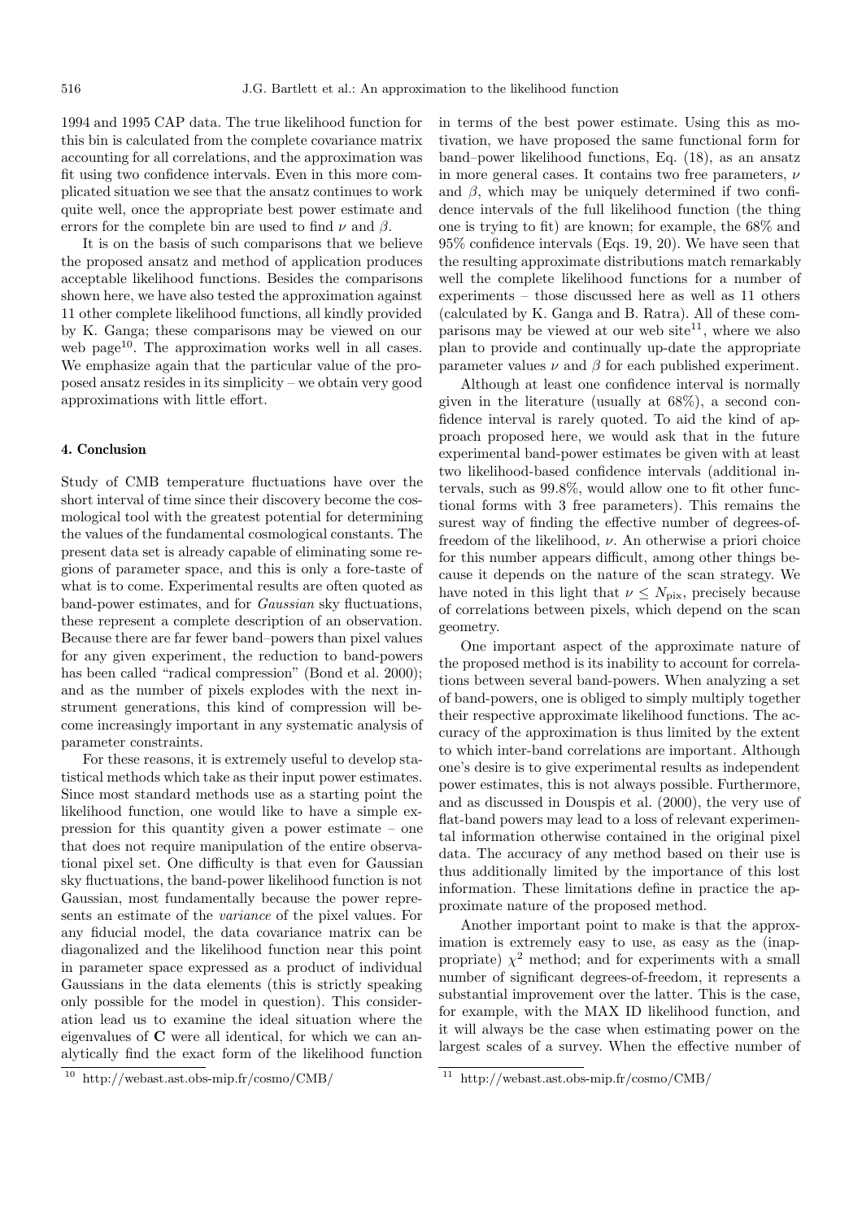1994 and 1995 CAP data. The true likelihood function for this bin is calculated from the complete covariance matrix accounting for all correlations, and the approximation was fit using two confidence intervals. Even in this more complicated situation we see that the ansatz continues to work quite well, once the appropriate best power estimate and errors for the complete bin are used to find $\nu$ and $\beta$.

It is on the basis of such comparisons that we believe the proposed ansatz and method of application produces acceptable likelihood functions. Besides the comparisons shown here, we have also tested the approximation against 11 other complete likelihood functions, all kindly provided by K. Ganga; these comparisons may be viewed on our web page[10]. The approximation works well in all cases. We emphasize again that the particular value of the proposed ansatz resides in its simplicity – we obtain very good approximations with little effort.

## 4. Conclusion

Study of CMB temperature fluctuations have over the short interval of time since their discovery become the cosmological tool with the greatest potential for determining the values of the fundamental cosmological constants. The present data set is already capable of eliminating some regions of parameter space, and this is only a fore-taste of what is to come. Experimental results are often quoted as band-power estimates, and for *Gaussian* sky fluctuations, these represent a complete description of an observation. Because there are far fewer band–powers than pixel values for any given experiment, the reduction to band-powers has been called "radical compression" (Bond et al. 2000); and as the number of pixels explodes with the next instrument generations, this kind of compression will become increasingly important in any systematic analysis of parameter constraints.

For these reasons, it is extremely useful to develop statistical methods which take as their input power estimates. Since most standard methods use as a starting point the likelihood function, one would like to have a simple expression for this quantity given a power estimate – one that does not require manipulation of the entire observational pixel set. One difficulty is that even for Gaussian sky fluctuations, the band-power likelihood function is not Gaussian, most fundamentally because the power represents an estimate of the *variance* of the pixel values. For any fiducial model, the data covariance matrix can be diagonalized and the likelihood function near this point in parameter space expressed as a product of individual Gaussians in the data elements (this is strictly speaking only possible for the model in question). This consideration lead us to examine the ideal situation where the eigenvalues of $\mathbf{C}$ were all identical, for which we can analytically find the exact form of the likelihood function in terms of the best power estimate. Using this as motivation, we have proposed the same functional form for band–power likelihood functions, Eq. (18), as an ansatz in more general cases. It contains two free parameters, $\nu$ and $\beta$, which may be uniquely determined if two confidence intervals of the full likelihood function (the thing one is trying to fit) are known; for example, the 68% and 95% confidence intervals (Eqs. 19, 20). We have seen that the resulting approximate distributions match remarkably well the complete likelihood functions for a number of experiments – those discussed here as well as 11 others (calculated by K. Ganga and B. Ratra). All of these comparisons may be viewed at our web site[11], where we also plan to provide and continually up-date the appropriate parameter values $\nu$ and $\beta$ for each published experiment.

Although at least one confidence interval is normally given in the literature (usually at 68%), a second confidence interval is rarely quoted. To aid the kind of approach proposed here, we would ask that in the future experimental band-power estimates be given with at least two likelihood-based confidence intervals (additional intervals, such as 99.8%, would allow one to fit other functional forms with 3 free parameters). This remains the surest way of finding the effective number of degrees-of-freedom of the likelihood, $\nu$. An otherwise a priori choice for this number appears difficult, among other things because it depends on the nature of the scan strategy. We have noted in this light that $\nu \leq N_{\rm pix}$, precisely because of correlations between pixels, which depend on the scan geometry.

One important aspect of the approximate nature of the proposed method is its inability to account for correlations between several band-powers. When analyzing a set of band-powers, one is obliged to simply multiply together their respective approximate likelihood functions. The accuracy of the approximation is thus limited by the extent to which inter-band correlations are important. Although one's desire is to give experimental results as independent power estimates, this is not always possible. Furthermore, and as discussed in Douspis et al. (2000), the very use of flat-band powers may lead to a loss of relevant experimental information otherwise contained in the original pixel data. The accuracy of any method based on their use is thus additionally limited by the importance of this lost information. These limitations define in practice the approximate nature of the proposed method.

Another important point to make is that the approximation is extremely easy to use, as easy as the (inappropriate) $\chi^2$ method; and for experiments with a small number of significant degrees-of-freedom, it represents a substantial improvement over the latter. This is the case, for example, with the MAX ID likelihood function, and it will always be the case when estimating power on the largest scales of a survey. When the effective number of

[10] http://webast.ast.obs-mip.fr/cosmo/CMB/

[11] http://webast.ast.obs-mip.fr/cosmo/CMB/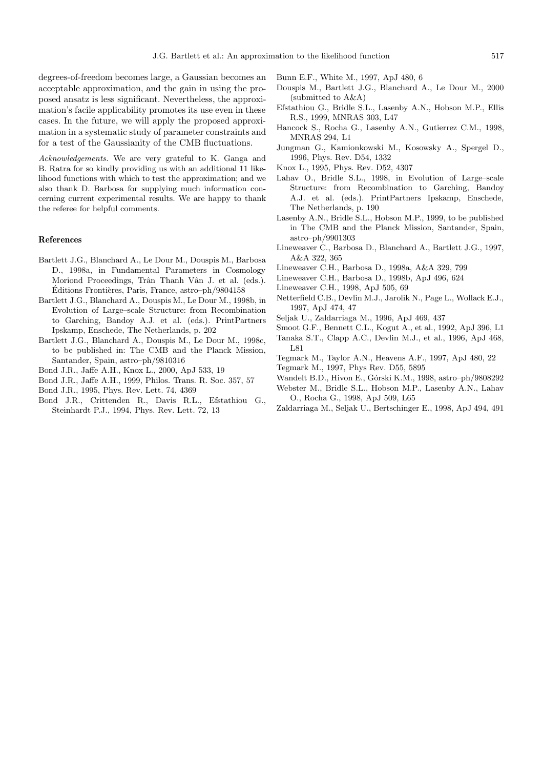degrees-of-freedom becomes large, a Gaussian becomes an acceptable approximation, and the gain in using the proposed ansatz is less significant. Nevertheless, the approximation's facile applicability promotes its use even in these cases. In the future, we will apply the proposed approximation in a systematic study of parameter constraints and for a test of the Gaussianity of the CMB fluctuations.

*Acknowledgements.* We are very grateful to K. Ganga and B. Ratra for so kindly providing us with an additional 11 likelihood functions with which to test the approximation; and we also thank D. Barbosa for supplying much information concerning current experimental results. We are happy to thank the referee for helpful comments.

## References

- Bartlett J.G., Blanchard A., Le Dour M., Douspis M., Barbosa D., 1998a, in Fundamental Parameters in Cosmology Moriond Proceedings, Trân Thanh Vân J. et al. (eds.). Éditions Frontières, Paris, France, astro–ph/9804158
- Bartlett J.G., Blanchard A., Douspis M., Le Dour M., 1998b, in Evolution of Large–scale Structure: from Recombination to Garching, Bandoy A.J. et al. (eds.). PrintPartners Ipskamp, Enschede, The Netherlands, p. 202
- Bartlett J.G., Blanchard A., Douspis M., Le Dour M., 1998c, to be published in: The CMB and the Planck Mission, Santander, Spain, astro–ph/9810316
- Bond J.R., Jaffe A.H., Knox L., 2000, ApJ 533, 19
- Bond J.R., Jaffe A.H., 1999, Philos. Trans. R. Soc. 357, 57
- Bond J.R., 1995, Phys. Rev. Lett. 74, 4369
- Bond J.R., Crittenden R., Davis R.L., Efstathiou G., Steinhardt P.J., 1994, Phys. Rev. Lett. 72, 13
- Bunn E.F., White M., 1997, ApJ 480, 6
- Douspis M., Bartlett J.G., Blanchard A., Le Dour M., 2000 (submitted to A&A)
- Efstathiou G., Bridle S.L., Lasenby A.N., Hobson M.P., Ellis R.S., 1999, MNRAS 303, L47
- Hancock S., Rocha G., Lasenby A.N., Gutierrez C.M., 1998, MNRAS 294, L1
- Jungman G., Kamionkowski M., Kosowsky A., Spergel D., 1996, Phys. Rev. D54, 1332
- Knox L., 1995, Phys. Rev. D52, 4307
- Lahav O., Bridle S.L., 1998, in Evolution of Large–scale Structure: from Recombination to Garching, Bandoy A.J. et al. (eds.). PrintPartners Ipskamp, Enschede, The Netherlands, p. 190
- Lasenby A.N., Bridle S.L., Hobson M.P., 1999, to be published in The CMB and the Planck Mission, Santander, Spain, astro–ph/9901303
- Lineweaver C., Barbosa D., Blanchard A., Bartlett J.G., 1997, A&A 322, 365
- Lineweaver C.H., Barbosa D., 1998a, A&A 329, 799
- Lineweaver C.H., Barbosa D., 1998b, ApJ 496, 624
- Lineweaver C.H., 1998, ApJ 505, 69
- Netterfield C.B., Devlin M.J., Jarolik N., Page L., Wollack E.J., 1997, ApJ 474, 47
- Seljak U., Zaldarriaga M., 1996, ApJ 469, 437
- Smoot G.F., Bennett C.L., Kogut A., et al., 1992, ApJ 396, L1
- Tanaka S.T., Clapp A.C., Devlin M.J., et al., 1996, ApJ 468, L81
- Tegmark M., Taylor A.N., Heavens A.F., 1997, ApJ 480, 22
- Tegmark M., 1997, Phys Rev. D55, 5895
- Wandelt B.D., Hivon E., Górski K.M., 1998, astro–ph/9808292
- Webster M., Bridle S.L., Hobson M.P., Lasenby A.N., Lahav O., Rocha G., 1998, ApJ 509, L65
- Zaldarriaga M., Seljak U., Bertschinger E., 1998, ApJ 494, 491